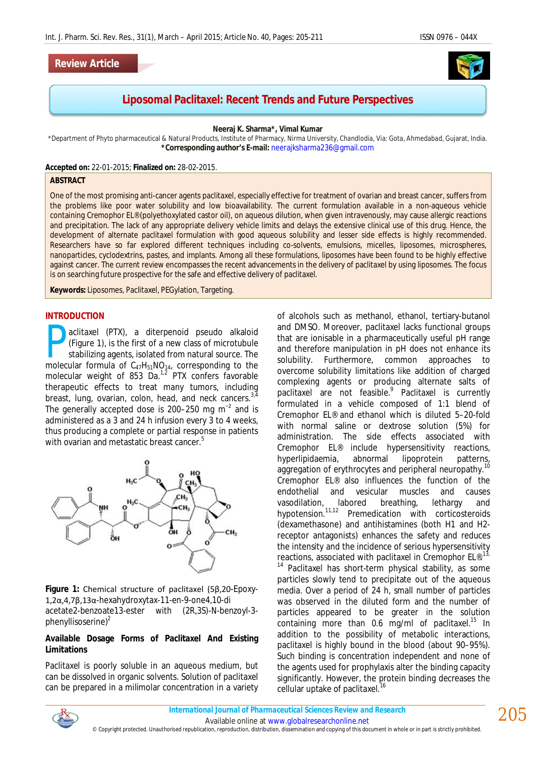## Review Article

# Liposomal Paclitaxel: Recent Trends and Future Perspectives

**Neeraj K. Sharma\*, Vimal Kumar**

\*Department of Phyto pharmaceutical & Natural Products, Institute of Pharmacy, Nirma University, Chandlodia, Via: Gota, Ahmedabad, Gujarat, India.
**\*Corresponding author's E-mail:** neerajksharma236@gmail.com

**Accepted on:** 22-01-2015; **Finalized on:** 28-02-2015.

### ABSTRACT

One of the most promising anti-cancer agents paclitaxel, especially effective for treatment of ovarian and breast cancer, suffers from the problems like poor water solubility and low bioavailability. The current formulation available in a non-aqueous vehicle containing Cremophor EL®(polyethoxylated castor oil), on aqueous dilution, when given intravenously, may cause allergic reactions and precipitation. The lack of any appropriate delivery vehicle limits and delays the extensive clinical use of this drug. Hence, the development of alternate paclitaxel formulation with good aqueous solubility and lesser side effects is highly recommended. Researchers have so far explored different techniques including co-solvents, emulsions, micelles, liposomes, microspheres, nanoparticles, cyclodextrins, pastes, and implants. Among all these formulations, liposomes have been found to be highly effective against cancer. The current review encompasses the recent advancements in the delivery of paclitaxel by using liposomes. The focus is on searching future prospective for the safe and effective delivery of paclitaxel.

**Keywords:** Liposomes, Paclitaxel, PEGylation, Targeting.

## INTRODUCTION

Paclitaxel (PTX), a diterpenoid pseudo alkaloid (Figure 1), is the first of a new class of microtubule stabilizing agents, isolated from natural source. The molecular formula of $C_{47}H_{51}NO_{14}$, corresponding to the molecular weight of 853 Da.[1,2] PTX confers favorable therapeutic effects to treat many tumors, including breast, lung, ovarian, colon, head, and neck cancers.[3,4] The generally accepted dose is 200–250 mg $m^{-2}$ and is administered as a 3 and 24 h infusion every 3 to 4 weeks, thus producing a complete or partial response in patients with ovarian and metastatic breast cancer.[5]

**Figure 1:** Chemical structure of paclitaxel (5β,20-Epoxy-1,2α,4,7β,13α-hexahydroxytax-11-en-9-one4,10-di acetate2-benzoate13-ester with (2R,3S)-N-benzoyl-3-phenylisoserine)[2]

### Available Dosage Forms of Paclitaxel And Existing Limitations

Paclitaxel is poorly soluble in an aqueous medium, but can be dissolved in organic solvents. Solution of paclitaxel can be prepared in a milimolar concentration in a variety of alcohols such as methanol, ethanol, tertiary-butanol and DMSO. Moreover, paclitaxel lacks functional groups that are ionisable in a pharmaceutically useful pH range and therefore manipulation in pH does not enhance its solubility. Furthermore, common approaches to overcome solubility limitations like addition of charged complexing agents or producing alternate salts of paclitaxel are not feasible.[9] Paclitaxel is currently formulated in a vehicle composed of 1:1 blend of Cremophor EL® and ethanol which is diluted 5–20-fold with normal saline or dextrose solution (5%) for administration. The side effects associated with Cremophor EL® include hypersensitivity reactions, hyperlipidaemia, abnormal lipoprotein patterns, aggregation of erythrocytes and peripheral neuropathy.[10] Cremophor EL® also influences the function of the endothelial and vesicular muscles and causes vasodilation, labored breathing, lethargy and hypotension.[11,12] Premedication with corticosteroids (dexamethasone) and antihistamines (both H1 and H2-receptor antagonists) enhances the safety and reduces the intensity and the incidence of serious hypersensitivity reactions, associated with paclitaxel in Cremophor EL®[13,14] Paclitaxel has short-term physical stability, as some particles slowly tend to precipitate out of the aqueous media. Over a period of 24 h, small number of particles was observed in the diluted form and the number of particles appeared to be greater in the solution containing more than 0.6 mg/ml of paclitaxel.[15] In addition to the possibility of metabolic interactions, paclitaxel is highly bound in the blood (about 90–95%). Such binding is concentration independent and none of the agents used for prophylaxis alter the binding capacity significantly. However, the protein binding decreases the cellular uptake of paclitaxel.[16]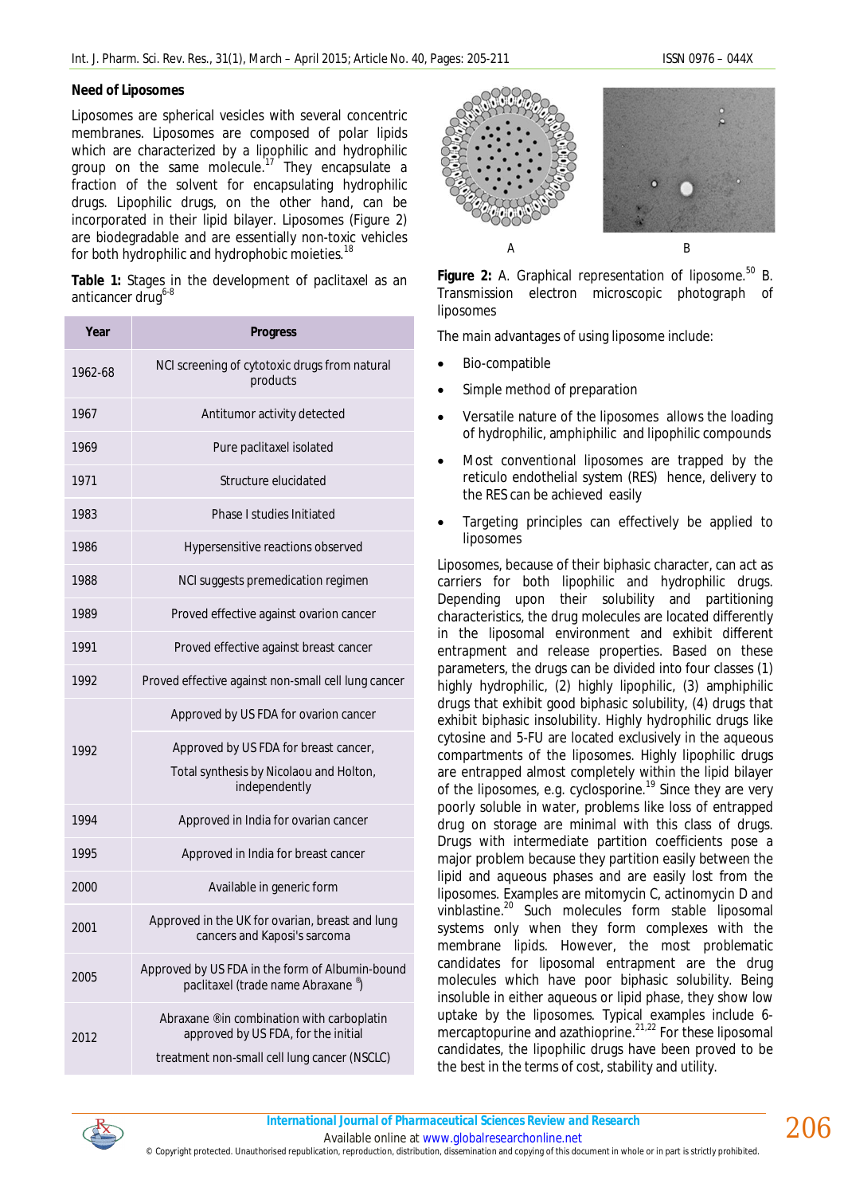## Need of Liposomes

Liposomes are spherical vesicles with several concentric membranes. Liposomes are composed of polar lipids which are characterized by a lipophilic and hydrophilic group on the same molecule.[17] They encapsulate a fraction of the solvent for encapsulating hydrophilic drugs. Lipophilic drugs, on the other hand, can be incorporated in their lipid bilayer. Liposomes (Figure 2) are biodegradable and are essentially non-toxic vehicles for both hydrophilic and hydrophobic moieties.[18]

**Table 1:** Stages in the development of paclitaxel as an anticancer drug[6-8]

| Year | Progress |
|---|---|
| 1962-68 | NCI screening of cytotoxic drugs from natural products |
| 1967 | Antitumor activity detected |
| 1969 | Pure paclitaxel isolated |
| 1971 | Structure elucidated |
| 1983 | Phase I studies Initiated |
| 1986 | Hypersensitive reactions observed |
| 1988 | NCI suggests premedication regimen |
| 1989 | Proved effective against ovarion cancer |
| 1991 | Proved effective against breast cancer |
| 1992 | Proved effective against non-small cell lung cancer |
| 1992 | Approved by US FDA for ovarion cancer |
| | Approved by US FDA for breast cancer, Total synthesis by Nicolaou and Holton, independently |
| 1994 | Approved in India for ovarian cancer |
| 1995 | Approved in India for breast cancer |
| 2000 | Available in generic form |
| 2001 | Approved in the UK for ovarian, breast and lung cancers and Kaposi's sarcoma |
| 2005 | Approved by US FDA in the form of Albumin-bound paclitaxel (trade name Abraxane ®) |
| 2012 | Abraxane ®in combination with carboplatin approved by US FDA, for the initial treatment non-small cell lung cancer (NSCLC) |

**Figure 2:** A. Graphical representation of liposome.[50] B. Transmission electron microscopic photograph of liposomes

The main advantages of using liposome include:

- Bio-compatible
- Simple method of preparation
- Versatile nature of the liposomes allows the loading of hydrophilic, amphiphilic and lipophilic compounds
- Most conventional liposomes are trapped by the reticulo endothelial system (RES) hence, delivery to the RES can be achieved easily
- Targeting principles can effectively be applied to liposomes

Liposomes, because of their biphasic character, can act as carriers for both lipophilic and hydrophilic drugs. Depending upon their solubility and partitioning characteristics, the drug molecules are located differently in the liposomal environment and exhibit different entrapment and release properties. Based on these parameters, the drugs can be divided into four classes (1) highly hydrophilic, (2) highly lipophilic, (3) amphiphilic drugs that exhibit good biphasic solubility, (4) drugs that exhibit biphasic insolubility. Highly hydrophilic drugs like cytosine and 5-FU are located exclusively in the aqueous compartments of the liposomes. Highly lipophilic drugs are entrapped almost completely within the lipid bilayer of the liposomes, e.g. cyclosporine.[19] Since they are very poorly soluble in water, problems like loss of entrapped drug on storage are minimal with this class of drugs. Drugs with intermediate partition coefficients pose a major problem because they partition easily between the lipid and aqueous phases and are easily lost from the liposomes. Examples are mitomycin C, actinomycin D and vinblastine.[20] Such molecules form stable liposomal systems only when they form complexes with the membrane lipids. However, the most problematic candidates for liposomal entrapment are the drug molecules which have poor biphasic solubility. Being insoluble in either aqueous or lipid phase, they show low uptake by the liposomes. Typical examples include 6-mercaptopurine and azathioprine.[21,22] For these liposomal candidates, the lipophilic drugs have been proved to be the best in the terms of cost, stability and utility.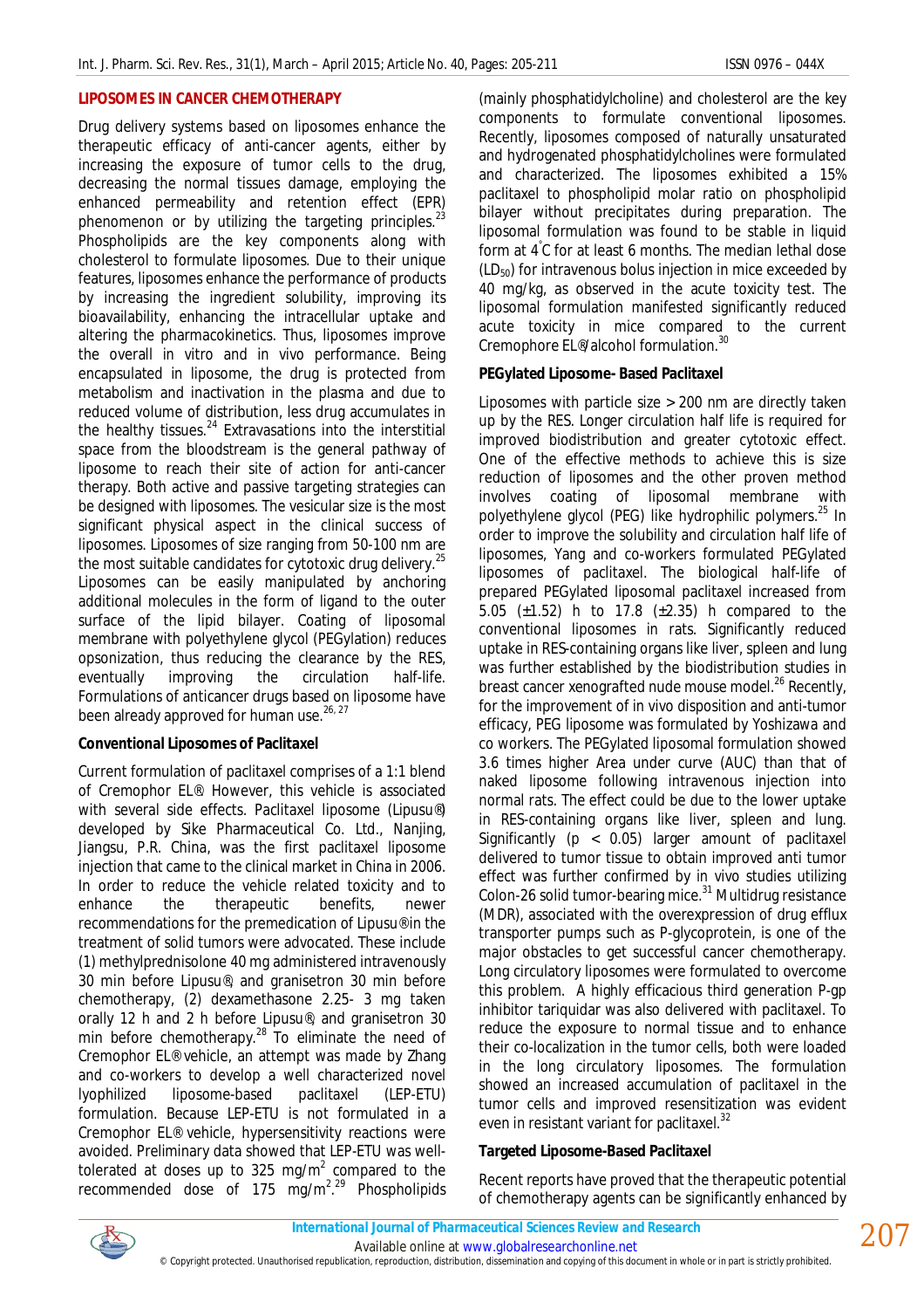## LIPOSOMES IN CANCER CHEMOTHERAPY

Drug delivery systems based on liposomes enhance the therapeutic efficacy of anti-cancer agents, either by increasing the exposure of tumor cells to the drug, decreasing the normal tissues damage, employing the enhanced permeability and retention effect (EPR) phenomenon or by utilizing the targeting principles.[23] Phospholipids are the key components along with cholesterol to formulate liposomes. Due to their unique features, liposomes enhance the performance of products by increasing the ingredient solubility, improving its bioavailability, enhancing the intracellular uptake and altering the pharmacokinetics. Thus, liposomes improve the overall in vitro and in vivo performance. Being encapsulated in liposome, the drug is protected from metabolism and inactivation in the plasma and due to reduced volume of distribution, less drug accumulates in the healthy tissues.[24] Extravasations into the interstitial space from the bloodstream is the general pathway of liposome to reach their site of action for anti-cancer therapy. Both active and passive targeting strategies can be designed with liposomes. The vesicular size is the most significant physical aspect in the clinical success of liposomes. Liposomes of size ranging from 50-100 nm are the most suitable candidates for cytotoxic drug delivery.[25] Liposomes can be easily manipulated by anchoring additional molecules in the form of ligand to the outer surface of the lipid bilayer. Coating of liposomal membrane with polyethylene glycol (PEGylation) reduces opsonization, thus reducing the clearance by the RES, eventually improving the circulation half-life. Formulations of anticancer drugs based on liposome have been already approved for human use.[26, 27]

### Conventional Liposomes of Paclitaxel

Current formulation of paclitaxel comprises of a 1:1 blend of Cremophor EL®. However, this vehicle is associated with several side effects. Paclitaxel liposome (Lipusu®) developed by Sike Pharmaceutical Co. Ltd., Nanjing, Jiangsu, P.R. China, was the first paclitaxel liposome injection that came to the clinical market in China in 2006. In order to reduce the vehicle related toxicity and to enhance the therapeutic benefits, newer recommendations for the premedication of Lipusu® in the treatment of solid tumors were advocated. These include (1) methylprednisolone 40 mg administered intravenously 30 min before Lipusu®, and granisetron 30 min before chemotherapy, (2) dexamethasone 2.25- 3 mg taken orally 12 h and 2 h before Lipusu®, and granisetron 30 min before chemotherapy.[28] To eliminate the need of Cremophor EL® vehicle, an attempt was made by Zhang and co-workers to develop a well characterized novel lyophilized liposome-based paclitaxel (LEP-ETU) formulation. Because LEP-ETU is not formulated in a Cremophor EL® vehicle, hypersensitivity reactions were avoided. Preliminary data showed that LEP-ETU was well-tolerated at doses up to 325 $mg/m^2$ compared to the recommended dose of 175 $mg/m^2$.[29] Phospholipids (mainly phosphatidylcholine) and cholesterol are the key components to formulate conventional liposomes. Recently, liposomes composed of naturally unsaturated and hydrogenated phosphatidylcholines were formulated and characterized. The liposomes exhibited a 15% paclitaxel to phospholipid molar ratio on phospholipid bilayer without precipitates during preparation. The liposomal formulation was found to be stable in liquid form at 4°C for at least 6 months. The median lethal dose ($LD_{50}$) for intravenous bolus injection in mice exceeded by 40 mg/kg, as observed in the acute toxicity test. The liposomal formulation manifested significantly reduced acute toxicity in mice compared to the current Cremophore EL®/alcohol formulation.[30]

### PEGylated Liposome- Based Paclitaxel

Liposomes with particle size > 200 nm are directly taken up by the RES. Longer circulation half life is required for improved biodistribution and greater cytotoxic effect. One of the effective methods to achieve this is size reduction of liposomes and the other proven method involves coating of liposomal membrane with polyethylene glycol (PEG) like hydrophilic polymers.[25] In order to improve the solubility and circulation half life of liposomes, Yang and co-workers formulated PEGylated liposomes of paclitaxel. The biological half-life of prepared PEGylated liposomal paclitaxel increased from 5.05 (±1.52) h to 17.8 (±2.35) h compared to the conventional liposomes in rats. Significantly reduced uptake in RES-containing organs like liver, spleen and lung was further established by the biodistribution studies in breast cancer xenografted nude mouse model.[26] Recently, for the improvement of in vivo disposition and anti-tumor efficacy, PEG liposome was formulated by Yoshizawa and co workers. The PEGylated liposomal formulation showed 3.6 times higher Area under curve (AUC) than that of naked liposome following intravenous injection into normal rats. The effect could be due to the lower uptake in RES-containing organs like liver, spleen and lung. Significantly ($p < 0.05$) larger amount of paclitaxel delivered to tumor tissue to obtain improved anti tumor effect was further confirmed by in vivo studies utilizing Colon-26 solid tumor-bearing mice.[31] Multidrug resistance (MDR), associated with the overexpression of drug efflux transporter pumps such as P-glycoprotein, is one of the major obstacles to get successful cancer chemotherapy. Long circulatory liposomes were formulated to overcome this problem. A highly efficacious third generation P-gp inhibitor tariquidar was also delivered with paclitaxel. To reduce the exposure to normal tissue and to enhance their co-localization in the tumor cells, both were loaded in the long circulatory liposomes. The formulation showed an increased accumulation of paclitaxel in the tumor cells and improved resensitization was evident even in resistant variant for paclitaxel.[32]

### Targeted Liposome-Based Paclitaxel

Recent reports have proved that the therapeutic potential of chemotherapy agents can be significantly enhanced by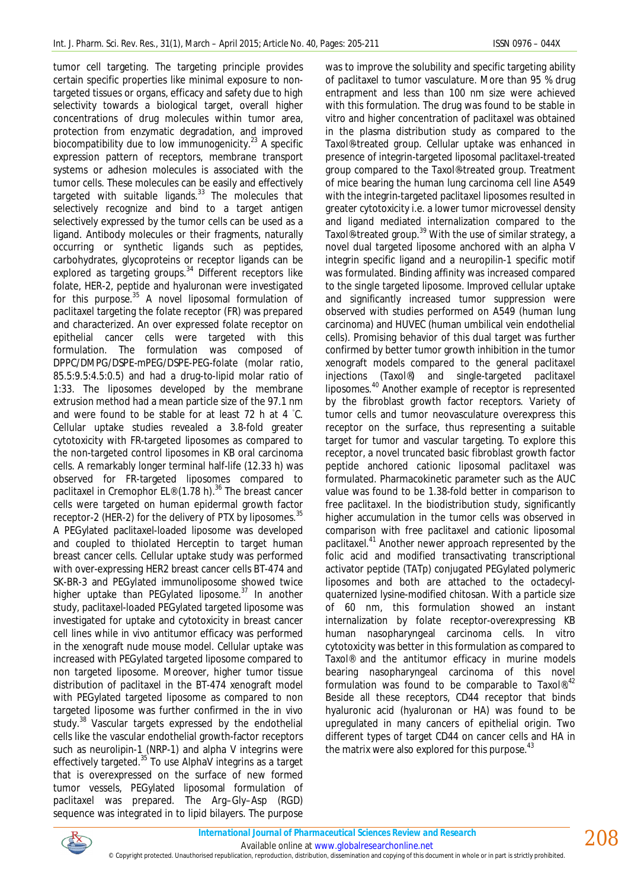tumor cell targeting. The targeting principle provides certain specific properties like minimal exposure to non-targeted tissues or organs, efficacy and safety due to high selectivity towards a biological target, overall higher concentrations of drug molecules within tumor area, protection from enzymatic degradation, and improved biocompatibility due to low immunogenicity.[23] A specific expression pattern of receptors, membrane transport systems or adhesion molecules is associated with the tumor cells. These molecules can be easily and effectively targeted with suitable ligands.[33] The molecules that selectively recognize and bind to a target antigen selectively expressed by the tumor cells can be used as a ligand. Antibody molecules or their fragments, naturally occurring or synthetic ligands such as peptides, carbohydrates, glycoproteins or receptor ligands can be explored as targeting groups.[34] Different receptors like folate, HER-2, peptide and hyaluronan were investigated for this purpose.[35] A novel liposomal formulation of paclitaxel targeting the folate receptor (FR) was prepared and characterized. An over expressed folate receptor on epithelial cancer cells were targeted with this formulation. The formulation was composed of DPPC/DMPG/DSPE-mPEG/DSPE-PEG-folate (molar ratio, 85.5:9.5:4.5:0.5) and had a drug-to-lipid molar ratio of 1:33. The liposomes developed by the membrane extrusion method had a mean particle size of the 97.1 nm and were found to be stable for at least 72 h at 4 °C. Cellular uptake studies revealed a 3.8-fold greater cytotoxicity with FR-targeted liposomes as compared to the non-targeted control liposomes in KB oral carcinoma cells. A remarkably longer terminal half-life (12.33 h) was observed for FR-targeted liposomes compared to paclitaxel in Cremophor EL® (1.78 h).[36] The breast cancer cells were targeted on human epidermal growth factor receptor-2 (HER-2) for the delivery of PTX by liposomes.[35] A PEGylated paclitaxel-loaded liposome was developed and coupled to thiolated Herceptin to target human breast cancer cells. Cellular uptake study was performed with over-expressing HER2 breast cancer cells BT-474 and SK-BR-3 and PEGylated immunoliposome showed twice higher uptake than PEGylated liposome.[37] In another study, paclitaxel-loaded PEGylated targeted liposome was investigated for uptake and cytotoxicity in breast cancer cell lines while in vivo antitumor efficacy was performed in the xenograft nude mouse model. Cellular uptake was increased with PEGylated targeted liposome compared to non targeted liposome. Moreover, higher tumor tissue distribution of paclitaxel in the BT-474 xenograft model with PEGylated targeted liposome as compared to non targeted liposome was further confirmed in the in vivo study.[38] Vascular targets expressed by the endothelial cells like the vascular endothelial growth-factor receptors such as neurolipin-1 (NRP-1) and alpha V integrins were effectively targeted.[35] To use AlphaV integrins as a target that is overexpressed on the surface of new formed tumor vessels, PEGylated liposomal formulation of paclitaxel was prepared. The Arg–Gly–Asp (RGD) sequence was integrated in to lipid bilayers. The purpose was to improve the solubility and specific targeting ability of paclitaxel to tumor vasculature. More than 95 % drug entrapment and less than 100 nm size were achieved with this formulation. The drug was found to be stable in vitro and higher concentration of paclitaxel was obtained in the plasma distribution study as compared to the Taxol®-treated group. Cellular uptake was enhanced in presence of integrin-targeted liposomal paclitaxel-treated group compared to the Taxol®-treated group. Treatment of mice bearing the human lung carcinoma cell line A549 with the integrin-targeted paclitaxel liposomes resulted in greater cytotoxicity i.e. a lower tumor microvessel density and ligand mediated internalization compared to the Taxol®-treated group.[39] With the use of similar strategy, a novel dual targeted liposome anchored with an alpha V integrin specific ligand and a neuropilin-1 specific motif was formulated. Binding affinity was increased compared to the single targeted liposome. Improved cellular uptake and significantly increased tumor suppression were observed with studies performed on A549 (human lung carcinoma) and HUVEC (human umbilical vein endothelial cells). Promising behavior of this dual target was further confirmed by better tumor growth inhibition in the tumor xenograft models compared to the general paclitaxel injections (Taxol®) and single-targeted paclitaxel liposomes.[40] Another example of receptor is represented by the fibroblast growth factor receptors. Variety of tumor cells and tumor neovasculature overexpress this receptor on the surface, thus representing a suitable target for tumor and vascular targeting. To explore this receptor, a novel truncated basic fibroblast growth factor peptide anchored cationic liposomal paclitaxel was formulated. Pharmacokinetic parameter such as the AUC value was found to be 1.38-fold better in comparison to free paclitaxel. In the biodistribution study, significantly higher accumulation in the tumor cells was observed in comparison with free paclitaxel and cationic liposomal paclitaxel.[41] Another newer approach represented by the folic acid and modified transactivating transcriptional activator peptide (TATp) conjugated PEGylated polymeric liposomes and both are attached to the octadecyl-quaternized lysine-modified chitosan. With a particle size of 60 nm, this formulation showed an instant internalization by folate receptor-overexpressing KB human nasopharyngeal carcinoma cells. In vitro cytotoxicity was better in this formulation as compared to Taxol® and the antitumor efficacy in murine models bearing nasopharyngeal carcinoma of this novel formulation was found to be comparable to Taxol®.[42] Beside all these receptors, CD44 receptor that binds hyaluronic acid (hyaluronan or HA) was found to be upregulated in many cancers of epithelial origin. Two different types of target CD44 on cancer cells and HA in the matrix were also explored for this purpose.[43]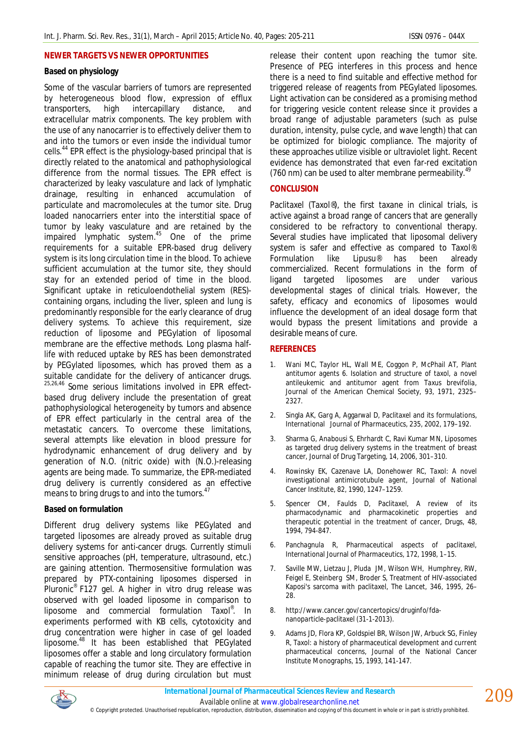## NEWER TARGETS VS NEWER OPPORTUNITIES

**Based on physiology**

Some of the vascular barriers of tumors are represented by heterogeneous blood flow, expression of efflux transporters, high intercapillary distance, and extracellular matrix components. The key problem with the use of any nanocarrier is to effectively deliver them to and into the tumors or even inside the individual tumor cells.[44] EPR effect is the physiology-based principal that is directly related to the anatomical and pathophysiological difference from the normal tissues. The EPR effect is characterized by leaky vasculature and lack of lymphatic drainage, resulting in enhanced accumulation of particulate and macromolecules at the tumor site. Drug loaded nanocarriers enter into the interstitial space of tumor by leaky vasculature and are retained by the impaired lymphatic system.[45] One of the prime requirements for a suitable EPR-based drug delivery system is its long circulation time in the blood. To achieve sufficient accumulation at the tumor site, they should stay for an extended period of time in the blood. Significant uptake in reticuloendothelial system (RES)-containing organs, including the liver, spleen and lung is predominantly responsible for the early clearance of drug delivery systems. To achieve this requirement, size reduction of liposome and PEGylation of liposomal membrane are the effective methods. Long plasma half-life with reduced uptake by RES has been demonstrated by PEGylated liposomes, which has proved them as a suitable candidate for the delivery of anticancer drugs.[25,26,46] Some serious limitations involved in EPR effect-based drug delivery include the presentation of great pathophysiological heterogeneity by tumors and absence of EPR effect particularly in the central area of the metastatic cancers. To overcome these limitations, several attempts like elevation in blood pressure for hydrodynamic enhancement of drug delivery and by generation of N.O. (nitric oxide) with (N.O.)-releasing agents are being made. To summarize, the EPR-mediated drug delivery is currently considered as an effective means to bring drugs to and into the tumors.[47]

**Based on formulation**

Different drug delivery systems like PEGylated and targeted liposomes are already proved as suitable drug delivery systems for anti-cancer drugs. Currently stimuli sensitive approaches (pH, temperature, ultrasound, etc.) are gaining attention. Thermosensitive formulation was prepared by PTX-containing liposomes dispersed in Pluronic® F127 gel. A higher in vitro drug release was observed with gel loaded liposome in comparison to liposome and commercial formulation Taxol®. In experiments performed with KB cells, cytotoxicity and drug concentration were higher in case of gel loaded liposome.[48] It has been established that PEGylated liposomes offer a stable and long circulatory formulation capable of reaching the tumor site. They are effective in minimum release of drug during circulation but must release their content upon reaching the tumor site. Presence of PEG interferes in this process and hence there is a need to find suitable and effective method for triggered release of reagents from PEGylated liposomes. Light activation can be considered as a promising method for triggering vesicle content release since it provides a broad range of adjustable parameters (such as pulse duration, intensity, pulse cycle, and wave length) that can be optimized for biologic compliance. The majority of these approaches utilize visible or ultraviolet light. Recent evidence has demonstrated that even far-red excitation (760 nm) can be used to alter membrane permeability.[49]

## CONCLUSION

Paclitaxel (Taxol®), the first taxane in clinical trials, is active against a broad range of cancers that are generally considered to be refractory to conventional therapy. Several studies have implicated that liposomal delivery system is safer and effective as compared to Taxol®. Formulation like Lipusu® has been already commercialized. Recent formulations in the form of ligand targeted liposomes are under various developmental stages of clinical trials. However, the safety, efficacy and economics of liposomes would influence the development of an ideal dosage form that would bypass the present limitations and provide a desirable means of cure.

## REFERENCES

1. Wani MC, Taylor HL, Wall ME, Coggon P, McPhail AT, Plant antitumor agents 6. Isolation and structure of taxol, a novel antileukemic and antitumor agent from Taxus brevifolia, Journal of the American Chemical Society, 93, 1971, 2325–2327.
2. Singla AK, Garg A, Aggarwal D, Paclitaxel and its formulations, International Journal of Pharmaceutics, 235, 2002, 179–192.
3. Sharma G, Anabousi S, Ehrhardt C, Ravi Kumar MN, Liposomes as targeted drug delivery systems in the treatment of breast cancer, Journal of Drug Targeting, 14, 2006, 301–310.
4. Rowinsky EK, Cazenave LA, Donehower RC, Taxol: A novel investigational antimicrotubule agent, Journal of National Cancer Institute, 82, 1990, 1247–1259.
5. Spencer CM, Faulds D, Paclitaxel, A review of its pharmacodynamic and pharmacokinetic properties and therapeutic potential in the treatment of cancer, Drugs, 48, 1994, 794-847.
6. Panchagnula R, Pharmaceutical aspects of paclitaxel, International Journal of Pharmaceutics, 172, 1998, 1–15.
7. Saville MW, Lietzau J, Pluda JM, Wilson WH, Humphrey, RW, Feigel E, Steinberg SM, Broder S, Treatment of HIV-associated Kaposi's sarcoma with paclitaxel, The Lancet, 346, 1995, 26–28.
8. http://www.cancer.gov/cancertopics/druginfo/fda-nanoparticle-paclitaxel (31-1-2013).
9. Adams JD, Flora KP, Goldspiel BR, Wilson JW, Arbuck SG, Finley R, Taxol: a history of pharmaceutical development and current pharmaceutical concerns, Journal of the National Cancer Institute Monographs, 15, 1993, 141-147.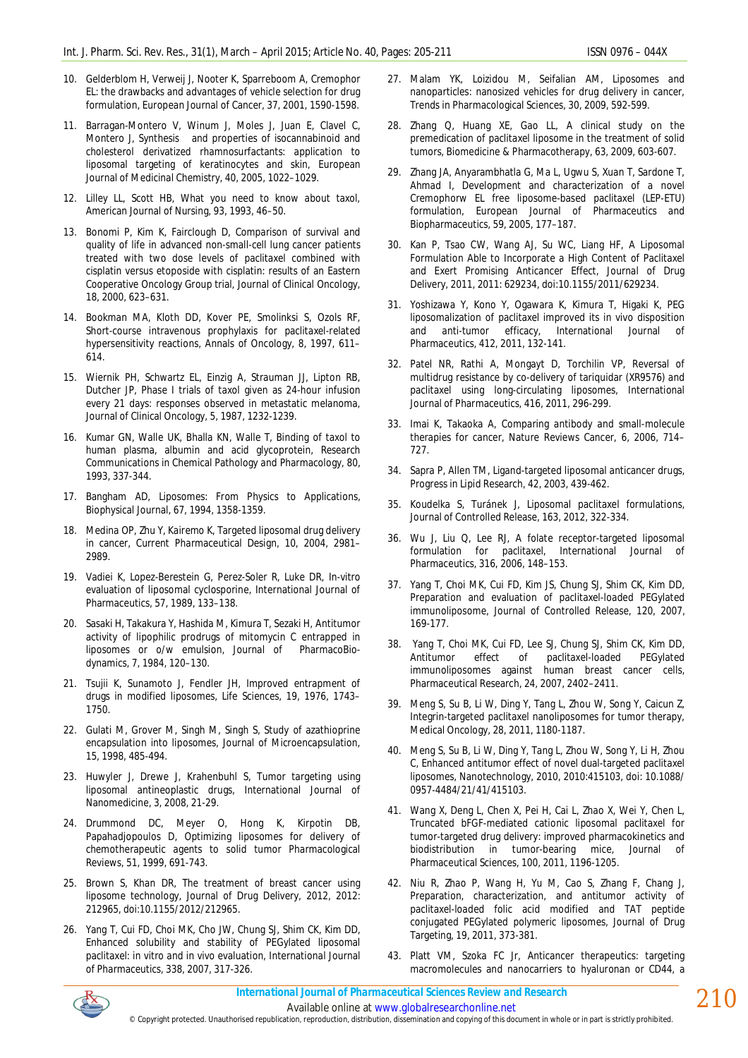10. Gelderblom H, Verweij J, Nooter K, Sparreboom A, Cremophor EL: the drawbacks and advantages of vehicle selection for drug formulation, European Journal of Cancer, 37, 2001, 1590-1598.

11. Barragan-Montero V, Winum J, Moles J, Juan E, Clavel C, Montero J, Synthesis and properties of isocannabinoid and cholesterol derivatized rhamnosurfactants: application to liposomal targeting of keratinocytes and skin, European Journal of Medicinal Chemistry, 40, 2005, 1022–1029.

12. Lilley LL, Scott HB, What you need to know about taxol, American Journal of Nursing, 93, 1993, 46–50.

13. Bonomi P, Kim K, Fairclough D, Comparison of survival and quality of life in advanced non-small-cell lung cancer patients treated with two dose levels of paclitaxel combined with cisplatin versus etoposide with cisplatin: results of an Eastern Cooperative Oncology Group trial, Journal of Clinical Oncology, 18, 2000, 623–631.

14. Bookman MA, Kloth DD, Kover PE, Smolinksi S, Ozols RF, Short-course intravenous prophylaxis for paclitaxel-related hypersensitivity reactions, Annals of Oncology, 8, 1997, 611–614.

15. Wiernik PH, Schwartz EL, Einzig A, Strauman JJ, Lipton RB, Dutcher JP, Phase I trials of taxol given as 24-hour infusion every 21 days: responses observed in metastatic melanoma, Journal of Clinical Oncology, 5, 1987, 1232-1239.

16. Kumar GN, Walle UK, Bhalla KN, Walle T, Binding of taxol to human plasma, albumin and acid glycoprotein, Research Communications in Chemical Pathology and Pharmacology, 80, 1993, 337-344.

17. Bangham AD, Liposomes: From Physics to Applications, Biophysical Journal, 67, 1994, 1358-1359.

18. Medina OP, Zhu Y, Kairemo K, Targeted liposomal drug delivery in cancer, Current Pharmaceutical Design, 10, 2004, 2981–2989.

19. Vadiei K, Lopez-Berestein G, Perez-Soler R, Luke DR, In-vitro evaluation of liposomal cyclosporine, International Journal of Pharmaceutics, 57, 1989, 133–138.

20. Sasaki H, Takakura Y, Hashida M, Kimura T, Sezaki H, Antitumor activity of lipophilic prodrugs of mitomycin C entrapped in liposomes or o/w emulsion, Journal of PharmacoBio-dynamics, 7, 1984, 120–130.

21. Tsujii K, Sunamoto J, Fendler JH, Improved entrapment of drugs in modified liposomes, Life Sciences, 19, 1976, 1743–1750.

22. Gulati M, Grover M, Singh M, Singh S, Study of azathioprine encapsulation into liposomes, Journal of Microencapsulation, 15, 1998, 485-494.

23. Huwyler J, Drewe J, Krahenbuhl S, Tumor targeting using liposomal antineoplastic drugs, International Journal of Nanomedicine, 3, 2008, 21-29.

24. Drummond DC, Meyer O, Hong K, Kirpotin DB, Papahadjopoulos D, Optimizing liposomes for delivery of chemotherapeutic agents to solid tumor Pharmacological Reviews, 51, 1999, 691-743.

25. Brown S, Khan DR, The treatment of breast cancer using liposome technology, Journal of Drug Delivery, 2012, 2012: 212965, doi:10.1155/2012/212965.

26. Yang T, Cui FD, Choi MK, Cho JW, Chung SJ, Shim CK, Kim DD, Enhanced solubility and stability of PEGylated liposomal paclitaxel: in vitro and in vivo evaluation, International Journal of Pharmaceutics, 338, 2007, 317-326.

27. Malam YK, Loizidou M, Seifalian AM, Liposomes and nanoparticles: nanosized vehicles for drug delivery in cancer, Trends in Pharmacological Sciences, 30, 2009, 592-599.

28. Zhang Q, Huang XE, Gao LL, A clinical study on the premedication of paclitaxel liposome in the treatment of solid tumors, Biomedicine & Pharmacotherapy, 63, 2009, 603-607.

29. Zhang JA, Anyarambhatla G, Ma L, Ugwu S, Xuan T, Sardone T, Ahmad I, Development and characterization of a novel Cremophorw EL free liposome-based paclitaxel (LEP-ETU) formulation, European Journal of Pharmaceutics and Biopharmaceutics, 59, 2005, 177–187.

30. Kan P, Tsao CW, Wang AJ, Su WC, Liang HF, A Liposomal Formulation Able to Incorporate a High Content of Paclitaxel and Exert Promising Anticancer Effect, Journal of Drug Delivery, 2011, 2011: 629234, doi:10.1155/2011/629234.

31. Yoshizawa Y, Kono Y, Ogawara K, Kimura T, Higaki K, PEG liposomalization of paclitaxel improved its in vivo disposition and anti-tumor efficacy, International Journal of Pharmaceutics, 412, 2011, 132-141.

32. Patel NR, Rathi A, Mongayt D, Torchilin VP, Reversal of multidrug resistance by co-delivery of tariquidar (XR9576) and paclitaxel using long-circulating liposomes, International Journal of Pharmaceutics, 416, 2011, 296-299.

33. Imai K, Takaoka A, Comparing antibody and small-molecule therapies for cancer, Nature Reviews Cancer, 6, 2006, 714–727.

34. Sapra P, Allen TM, Ligand-targeted liposomal anticancer drugs, Progress in Lipid Research, 42, 2003, 439-462.

35. Koudelka S, Turánek J, Liposomal paclitaxel formulations, Journal of Controlled Release, 163, 2012, 322-334.

36. Wu J, Liu Q, Lee RJ, A folate receptor-targeted liposomal formulation for paclitaxel, International Journal of Pharmaceutics, 316, 2006, 148–153.

37. Yang T, Choi MK, Cui FD, Kim JS, Chung SJ, Shim CK, Kim DD, Preparation and evaluation of paclitaxel-loaded PEGylated immunoliposome, Journal of Controlled Release, 120, 2007, 169-177.

38. Yang T, Choi MK, Cui FD, Lee SJ, Chung SJ, Shim CK, Kim DD, Antitumor effect of paclitaxel-loaded PEGylated immunoliposomes against human breast cancer cells, Pharmaceutical Research, 24, 2007, 2402–2411.

39. Meng S, Su B, Li W, Ding Y, Tang L, Zhou W, Song Y, Caicun Z, Integrin-targeted paclitaxel nanoliposomes for tumor therapy, Medical Oncology, 28, 2011, 1180-1187.

40. Meng S, Su B, Li W, Ding Y, Tang L, Zhou W, Song Y, Li H, Zhou C, Enhanced antitumor effect of novel dual-targeted paclitaxel liposomes, Nanotechnology, 2010, 2010:415103, doi: 10.1088/0957-4484/21/41/415103.

41. Wang X, Deng L, Chen X, Pei H, Cai L, Zhao X, Wei Y, Chen L, Truncated bFGF-mediated cationic liposomal paclitaxel for tumor-targeted drug delivery: improved pharmacokinetics and biodistribution in tumor-bearing mice, Journal of Pharmaceutical Sciences, 100, 2011, 1196-1205.

42. Niu R, Zhao P, Wang H, Yu M, Cao S, Zhang F, Chang J, Preparation, characterization, and antitumor activity of paclitaxel-loaded folic acid modified and TAT peptide conjugated PEGylated polymeric liposomes, Journal of Drug Targeting, 19, 2011, 373-381.

43. Platt VM, Szoka FC Jr, Anticancer therapeutics: targeting macromolecules and nanocarriers to hyaluronan or CD44, a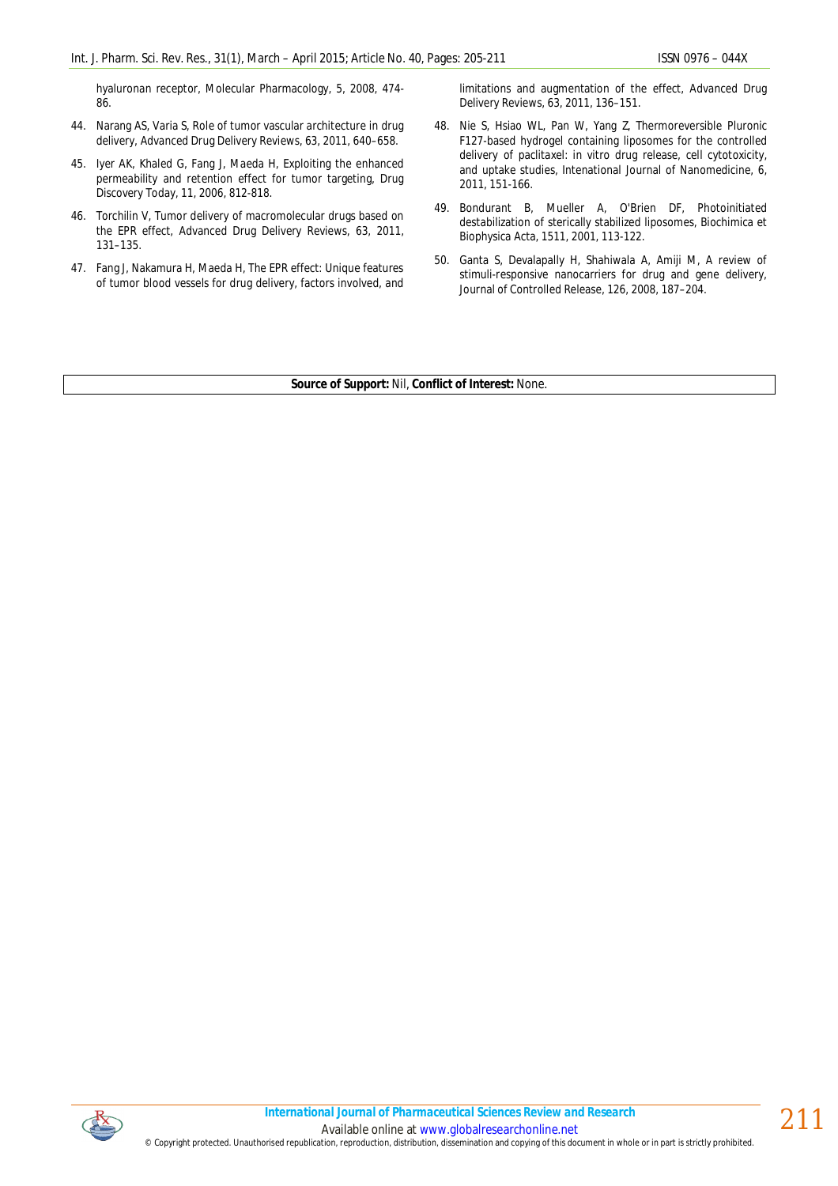hyaluronan receptor, Molecular Pharmacology, 5, 2008, 474-86.

44. Narang AS, Varia S, Role of tumor vascular architecture in drug delivery, Advanced Drug Delivery Reviews, 63, 2011, 640–658.

45. Iyer AK, Khaled G, Fang J, Maeda H, Exploiting the enhanced permeability and retention effect for tumor targeting, Drug Discovery Today, 11, 2006, 812-818.

46. Torchilin V, Tumor delivery of macromolecular drugs based on the EPR effect, Advanced Drug Delivery Reviews, 63, 2011, 131–135.

47. Fang J, Nakamura H, Maeda H, The EPR effect: Unique features of tumor blood vessels for drug delivery, factors involved, and limitations and augmentation of the effect, Advanced Drug Delivery Reviews, 63, 2011, 136–151.

48. Nie S, Hsiao WL, Pan W, Yang Z, Thermoreversible Pluronic F127-based hydrogel containing liposomes for the controlled delivery of paclitaxel: in vitro drug release, cell cytotoxicity, and uptake studies, Intenational Journal of Nanomedicine, 6, 2011, 151-166.

49. Bondurant B, Mueller A, O'Brien DF, Photoinitiated destabilization of sterically stabilized liposomes, Biochimica et Biophysica Acta, 1511, 2001, 113-122.

50. Ganta S, Devalapally H, Shahiwala A, Amiji M, A review of stimuli-responsive nanocarriers for drug and gene delivery, Journal of Controlled Release, 126, 2008, 187–204.

**Source of Support:** Nil, **Conflict of Interest:** None.